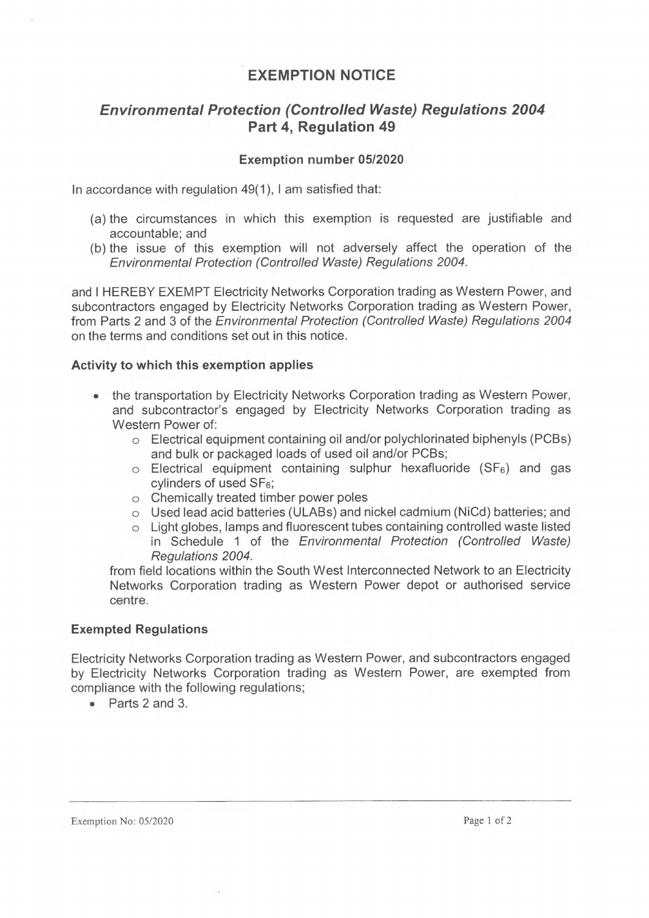# EXEMPTION NOTICE

## *Environmental Protection (Controlled Waste) Regulations 2004*
## Part 4, Regulation 49

### Exemption number 05/2020

In accordance with regulation 49(1), I am satisfied that:

(a) the circumstances in which this exemption is requested are justifiable and accountable; and
(b) the issue of this exemption will not adversely affect the operation of the *Environmental Protection (Controlled Waste) Regulations 2004*.

and I HEREBY EXEMPT Electricity Networks Corporation trading as Western Power, and subcontractors engaged by Electricity Networks Corporation trading as Western Power, from Parts 2 and 3 of the *Environmental Protection (Controlled Waste) Regulations 2004* on the terms and conditions set out in this notice.

### Activity to which this exemption applies

- the transportation by Electricity Networks Corporation trading as Western Power, and subcontractor's engaged by Electricity Networks Corporation trading as Western Power of:
  - Electrical equipment containing oil and/or polychlorinated biphenyls (PCBs) and bulk or packaged loads of used oil and/or PCBs;
  - Electrical equipment containing sulphur hexafluoride ($SF_6$) and gas cylinders of used $SF_6$;
  - Chemically treated timber power poles
  - Used lead acid batteries (ULABs) and nickel cadmium (NiCd) batteries; and
  - Light globes, lamps and fluorescent tubes containing controlled waste listed in Schedule 1 of the *Environmental Protection (Controlled Waste) Regulations 2004*.

  from field locations within the South West Interconnected Network to an Electricity Networks Corporation trading as Western Power depot or authorised service centre.

### Exempted Regulations

Electricity Networks Corporation trading as Western Power, and subcontractors engaged by Electricity Networks Corporation trading as Western Power, are exempted from compliance with the following regulations;

- Parts 2 and 3.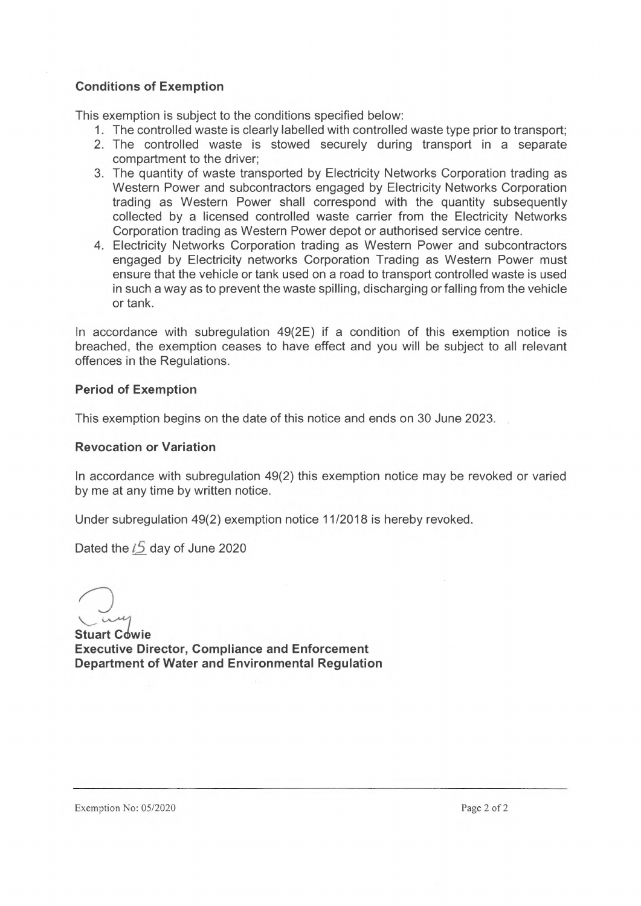**Conditions of Exemption**

This exemption is subject to the conditions specified below:

1. The controlled waste is clearly labelled with controlled waste type prior to transport;
2. The controlled waste is stowed securely during transport in a separate compartment to the driver;
3. The quantity of waste transported by Electricity Networks Corporation trading as Western Power and subcontractors engaged by Electricity Networks Corporation trading as Western Power shall correspond with the quantity subsequently collected by a licensed controlled waste carrier from the Electricity Networks Corporation trading as Western Power depot or authorised service centre.
4. Electricity Networks Corporation trading as Western Power and subcontractors engaged by Electricity networks Corporation Trading as Western Power must ensure that the vehicle or tank used on a road to transport controlled waste is used in such a way as to prevent the waste spilling, discharging or falling from the vehicle or tank.

In accordance with subregulation 49(2E) if a condition of this exemption notice is breached, the exemption ceases to have effect and you will be subject to all relevant offences in the Regulations.

**Period of Exemption**

This exemption begins on the date of this notice and ends on 30 June 2023.

**Revocation or Variation**

In accordance with subregulation 49(2) this exemption notice may be revoked or varied by me at any time by written notice.

Under subregulation 49(2) exemption notice 11/2018 is hereby revoked.

Dated the 15 day of June 2020

**Stuart Cowie**
**Executive Director, Compliance and Enforcement**
**Department of Water and Environmental Regulation**

Exemption No: 05/2020